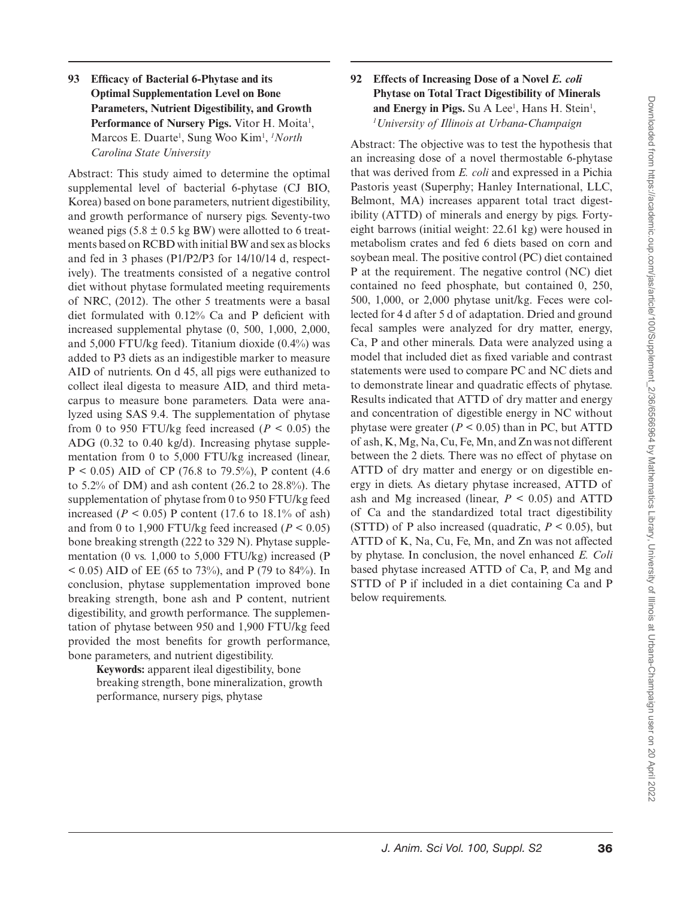## 93 Efficacy of Bacterial 6-Phytase and its Optimal Supplementation Level on Bone Parameters, Nutrient Digestibility, and Growth Performance of Nursery Pigs.

Vitor H. Moita[1], Marcos E. Duarte[1], Sung Woo Kim[1], [1]*North Carolina State University*

Abstract: This study aimed to determine the optimal supplemental level of bacterial 6-phytase (CJ BIO, Korea) based on bone parameters, nutrient digestibility, and growth performance of nursery pigs. Seventy-two weaned pigs (5.8 ± 0.5 kg BW) were allotted to 6 treatments based on RCBD with initial BW and sex as blocks and fed in 3 phases (P1/P2/P3 for 14/10/14 d, respectively). The treatments consisted of a negative control diet without phytase formulated meeting requirements of NRC, (2012). The other 5 treatments were a basal diet formulated with 0.12% Ca and P deficient with increased supplemental phytase (0, 500, 1,000, 2,000, and 5,000 FTU/kg feed). Titanium dioxide (0.4%) was added to P3 diets as an indigestible marker to measure AID of nutrients. On d 45, all pigs were euthanized to collect ileal digesta to measure AID, and third metacarpus to measure bone parameters. Data were analyzed using SAS 9.4. The supplementation of phytase from 0 to 950 FTU/kg feed increased ($P < 0.05$) the ADG (0.32 to 0.40 kg/d). Increasing phytase supplementation from 0 to 5,000 FTU/kg increased (linear, $P < 0.05$) AID of CP (76.8 to 79.5%), P content (4.6 to 5.2% of DM) and ash content (26.2 to 28.8%). The supplementation of phytase from 0 to 950 FTU/kg feed increased ($P < 0.05$) P content (17.6 to 18.1% of ash) and from 0 to 1,900 FTU/kg feed increased ($P < 0.05$) bone breaking strength (222 to 329 N). Phytase supplementation (0 vs. 1,000 to 5,000 FTU/kg) increased ($P < 0.05$) AID of EE (65 to 73%), and P (79 to 84%). In conclusion, phytase supplementation improved bone breaking strength, bone ash and P content, nutrient digestibility, and growth performance. The supplementation of phytase between 950 and 1,900 FTU/kg feed provided the most benefits for growth performance, bone parameters, and nutrient digestibility.

**Keywords:** apparent ileal digestibility, bone breaking strength, bone mineralization, growth performance, nursery pigs, phytase

## 92 Effects of Increasing Dose of a Novel *E. coli* Phytase on Total Tract Digestibility of Minerals and Energy in Pigs.

Su A Lee[1], Hans H. Stein[1], [1]*University of Illinois at Urbana-Champaign*

Abstract: The objective was to test the hypothesis that an increasing dose of a novel thermostable 6-phytase that was derived from *E. coli* and expressed in a Pichia Pastoris yeast (Superphy; Hanley International, LLC, Belmont, MA) increases apparent total tract digestibility (ATTD) of minerals and energy by pigs. Forty-eight barrows (initial weight: 22.61 kg) were housed in metabolism crates and fed 6 diets based on corn and soybean meal. The positive control (PC) diet contained P at the requirement. The negative control (NC) diet contained no feed phosphate, but contained 0, 250, 500, 1,000, or 2,000 phytase unit/kg. Feces were collected for 4 d after 5 d of adaptation. Dried and ground fecal samples were analyzed for dry matter, energy, Ca, P and other minerals. Data were analyzed using a model that included diet as fixed variable and contrast statements were used to compare PC and NC diets and to demonstrate linear and quadratic effects of phytase. Results indicated that ATTD of dry matter and energy and concentration of digestible energy in NC without phytase were greater ($P < 0.05$) than in PC, but ATTD of ash, K, Mg, Na, Cu, Fe, Mn, and Zn was not different between the 2 diets. There was no effect of phytase on ATTD of dry matter and energy or on digestible energy in diets. As dietary phytase increased, ATTD of ash and Mg increased (linear, $P < 0.05$) and ATTD of Ca and the standardized total tract digestibility (STTD) of P also increased (quadratic, $P < 0.05$), but ATTD of K, Na, Cu, Fe, Mn, and Zn was not affected by phytase. In conclusion, the novel enhanced *E. Coli* based phytase increased ATTD of Ca, P, and Mg and STTD of P if included in a diet containing Ca and P below requirements.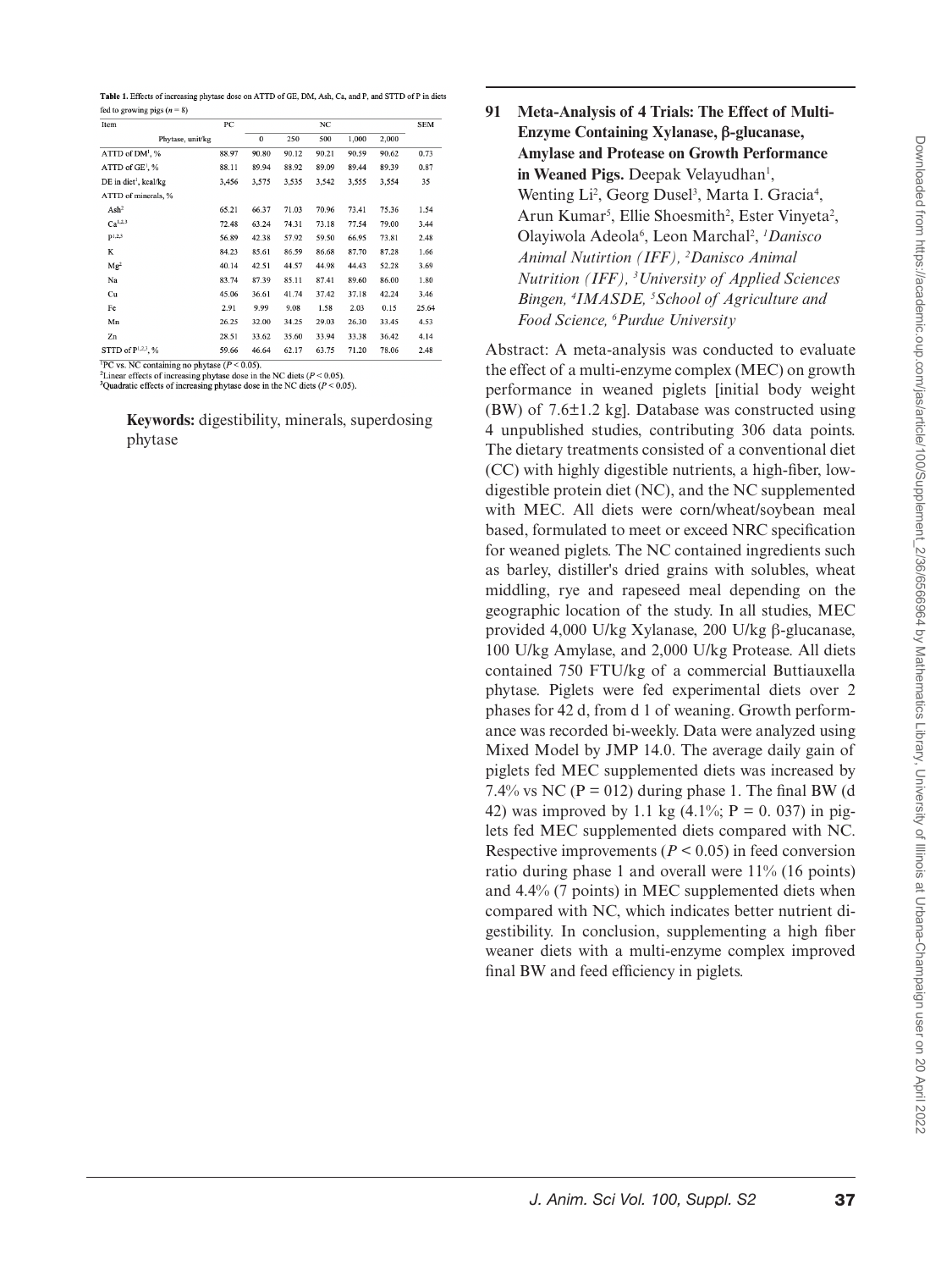**Table 1.** Effects of increasing phytase dose on ATTD of GE, DM, Ash, Ca, and P, and STTD of P in diets fed to growing pigs (*n* = 8)

| Item | PC | NC | | | | | SEM |
|---|---|---|---|---|---|---|---|
| Phytase, unit/kg | | 0 | 250 | 500 | 1,000 | 2,000 | |
| ATTD of DM[1], % | 88.97 | 90.80 | 90.12 | 90.21 | 90.59 | 90.62 | 0.73 |
| ATTD of GE[1], % | 88.11 | 89.94 | 88.92 | 89.09 | 89.44 | 89.39 | 0.87 |
| DE in diet[1], kcal/kg | 3,456 | 3,575 | 3,535 | 3,542 | 3,555 | 3,554 | 35 |
| ATTD of minerals, % | | | | | | | |
| Ash[2] | 65.21 | 66.37 | 71.03 | 70.96 | 73.41 | 75.36 | 1.54 |
| Ca[1,2,3] | 72.48 | 63.24 | 74.31 | 73.18 | 77.54 | 79.00 | 3.44 |
| P[1,2,3] | 56.89 | 42.38 | 57.92 | 59.50 | 66.95 | 73.81 | 2.48 |
| K | 84.23 | 85.61 | 86.59 | 86.68 | 87.70 | 87.28 | 1.66 |
| Mg[2] | 40.14 | 42.51 | 44.57 | 44.98 | 44.43 | 52.28 | 3.69 |
| Na | 83.74 | 87.39 | 85.11 | 87.41 | 89.60 | 86.00 | 1.80 |
| Cu | 45.06 | 36.61 | 41.74 | 37.42 | 37.18 | 42.24 | 3.46 |
| Fe | 2.91 | 9.99 | 9.08 | 1.58 | 2.03 | 0.15 | 25.64 |
| Mn | 26.25 | 32.00 | 34.25 | 29.03 | 26.30 | 33.45 | 4.53 |
| Zn | 28.51 | 33.62 | 35.60 | 33.94 | 33.38 | 36.42 | 4.14 |
| STTD of P[1,2,3], % | 59.66 | 46.64 | 62.17 | 63.75 | 71.20 | 78.06 | 2.48 |

[1]PC vs. NC containing no phytase ($P < 0.05$).
[2]Linear effects of increasing phytase dose in the NC diets ($P < 0.05$).
[3]Quadratic effects of increasing phytase dose in the NC diets ($P < 0.05$).

**Keywords:** digestibility, minerals, superdosing phytase

## 91 Meta-Analysis of 4 Trials: The Effect of Multi-Enzyme Containing Xylanase, β-glucanase, Amylase and Protease on Growth Performance in Weaned Pigs.

Deepak Velayudhan[1], Wenting Li[2], Georg Dusel[3], Marta I. Gracia[4], Arun Kumar[5], Ellie Shoesmith[2], Ester Vinyeta[2], Olayiwola Adeola[6], Leon Marchal[2], *[1]Danisco Animal Nutirtion (IFF), [2]Danisco Animal Nutrition (IFF), [3]University of Applied Sciences Bingen, [4]IMASDE, [5]School of Agriculture and Food Science, [6]Purdue University*

Abstract: A meta-analysis was conducted to evaluate the effect of a multi-enzyme complex (MEC) on growth performance in weaned piglets [initial body weight (BW) of 7.6±1.2 kg]. Database was constructed using 4 unpublished studies, contributing 306 data points. The dietary treatments consisted of a conventional diet (CC) with highly digestible nutrients, a high-fiber, low-digestible protein diet (NC), and the NC supplemented with MEC. All diets were corn/wheat/soybean meal based, formulated to meet or exceed NRC specification for weaned piglets. The NC contained ingredients such as barley, distiller's dried grains with solubles, wheat middling, rye and rapeseed meal depending on the geographic location of the study. In all studies, MEC provided 4,000 U/kg Xylanase, 200 U/kg β-glucanase, 100 U/kg Amylase, and 2,000 U/kg Protease. All diets contained 750 FTU/kg of a commercial Buttiauxella phytase. Piglets were fed experimental diets over 2 phases for 42 d, from d 1 of weaning. Growth performance was recorded bi-weekly. Data were analyzed using Mixed Model by JMP 14.0. The average daily gain of piglets fed MEC supplemented diets was increased by 7.4% vs NC (P = 012) during phase 1. The final BW (d 42) was improved by 1.1 kg (4.1%; P = 0. 037) in piglets fed MEC supplemented diets compared with NC. Respective improvements ($P < 0.05$) in feed conversion ratio during phase 1 and overall were 11% (16 points) and 4.4% (7 points) in MEC supplemented diets when compared with NC, which indicates better nutrient digestibility. In conclusion, supplementing a high fiber weaner diets with a multi-enzyme complex improved final BW and feed efficiency in piglets.